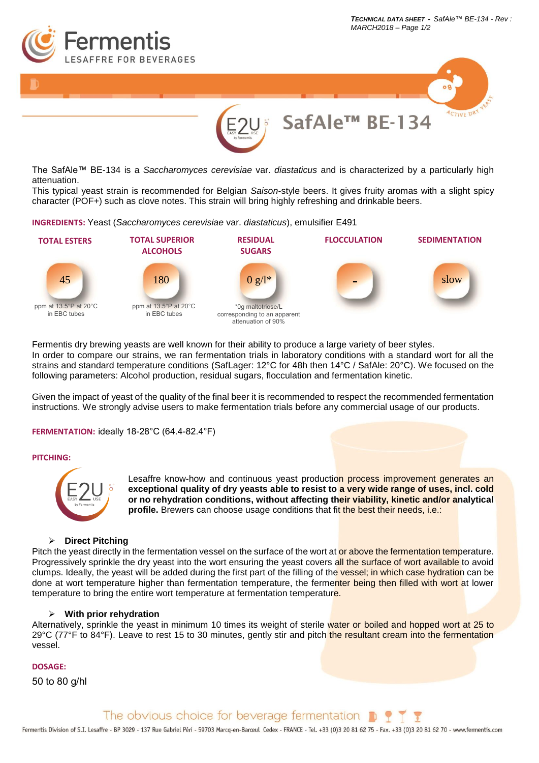# SafAle™ BE-134

The SafAle™ BE-134 is a *Saccharomyces cerevisiae* var. *diastaticus* and is characterized by a particularly high attenuation.
This typical yeast strain is recommended for Belgian *Saison*-style beers. It gives fruity aromas with a slight spicy character (POF+) such as clove notes. This strain will bring highly refreshing and drinkable beers.

**INGREDIENTS:** Yeast (*Saccharomyces cerevisiae* var. *diastaticus*), emulsifier E491

| TOTAL ESTERS | TOTAL SUPERIOR ALCOHOLS | RESIDUAL SUGARS | FLOCCULATION | SEDIMENTATION |
|---|---|---|---|---|
| 45 | 180 | 0 g/l* | - | slow |
| ppm at 13.5°P at 20°C in EBC tubes | ppm at 13.5°P at 20°C in EBC tubes | *0g maltotriose/L corresponding to an apparent attenuation of 90% | | |

Fermentis dry brewing yeasts are well known for their ability to produce a large variety of beer styles.
In order to compare our strains, we ran fermentation trials in laboratory conditions with a standard wort for all the strains and standard temperature conditions (SafLager: 12°C for 48h then 14°C / SafAle: 20°C). We focused on the following parameters: Alcohol production, residual sugars, flocculation and fermentation kinetic.

Given the impact of yeast of the quality of the final beer it is recommended to respect the recommended fermentation instructions. We strongly advise users to make fermentation trials before any commercial usage of our products.

**FERMENTATION:** ideally 18-28°C (64.4-82.4°F)

**PITCHING:**

Lesaffre know-how and continuous yeast production process improvement generates an **exceptional quality of dry yeasts able to resist to a very wide range of uses, incl. cold or no rehydration conditions, without affecting their viability, kinetic and/or analytical profile.** Brewers can choose usage conditions that fit the best their needs, i.e.:

- **Direct Pitching**

Pitch the yeast directly in the fermentation vessel on the surface of the wort at or above the fermentation temperature. Progressively sprinkle the dry yeast into the wort ensuring the yeast covers all the surface of wort available to avoid clumps. Ideally, the yeast will be added during the first part of the filling of the vessel; in which case hydration can be done at wort temperature higher than fermentation temperature, the fermenter being then filled with wort at lower temperature to bring the entire wort temperature at fermentation temperature.

- **With prior rehydration**

Alternatively, sprinkle the yeast in minimum 10 times its weight of sterile water or boiled and hopped wort at 25 to 29°C (77°F to 84°F). Leave to rest 15 to 30 minutes, gently stir and pitch the resultant cream into the fermentation vessel.

**DOSAGE:**

50 to 80 g/hl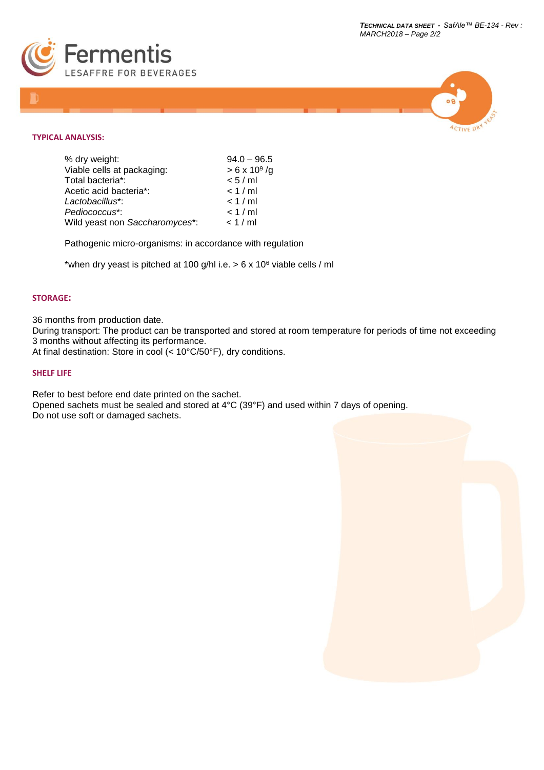## TYPICAL ANALYSIS:

| | |
|---|---|
| % dry weight: | 94.0 – 96.5 |
| Viable cells at packaging: | > 6 x $10^9$ /g |
| Total bacteria*: | < 5 / ml |
| Acetic acid bacteria*: | < 1 / ml |
| *Lactobacillus**: | < 1 / ml |
| *Pediococcus**: | < 1 / ml |
| Wild yeast non *Saccharomyces**: | < 1 / ml |

Pathogenic micro-organisms: in accordance with regulation

*when dry yeast is pitched at 100 g/hl i.e. > 6 x $10^6$ viable cells / ml

## STORAGE:

36 months from production date.
During transport: The product can be transported and stored at room temperature for periods of time not exceeding 3 months without affecting its performance.
At final destination: Store in cool (< 10°C/50°F), dry conditions.

## SHELF LIFE

Refer to best before end date printed on the sachet.
Opened sachets must be sealed and stored at 4°C (39°F) and used within 7 days of opening.
Do not use soft or damaged sachets.